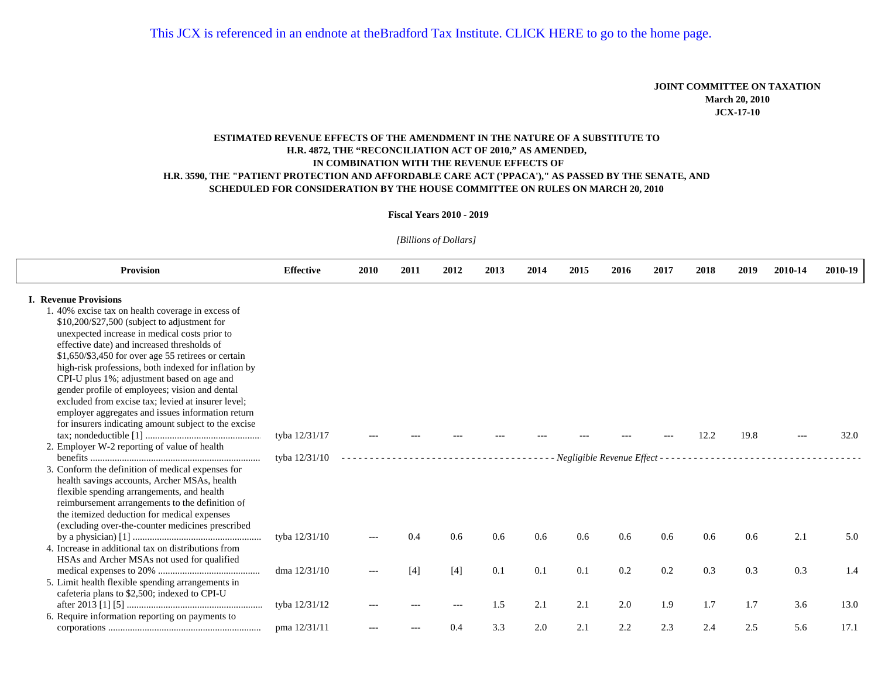This JCX is referenced in an endnote at theBradford Tax Institute. CLICK HERE to go to the home page.

**JOINT COMMITTEE ON TAXATION**
**March 20, 2010**
**JCX-17-10**

**ESTIMATED REVENUE EFFECTS OF THE AMENDMENT IN THE NATURE OF A SUBSTITUTE TO H.R. 4872, THE "RECONCILIATION ACT OF 2010," AS AMENDED, IN COMBINATION WITH THE REVENUE EFFECTS OF H.R. 3590, THE "PATIENT PROTECTION AND AFFORDABLE CARE ACT ('PPACA')," AS PASSED BY THE SENATE, AND SCHEDULED FOR CONSIDERATION BY THE HOUSE COMMITTEE ON RULES ON MARCH 20, 2010**

**Fiscal Years 2010 - 2019**

*[Billions of Dollars]*

| Provision | Effective | 2010 | 2011 | 2012 | 2013 | 2014 | 2015 | 2016 | 2017 | 2018 | 2019 | 2010-14 | 2010-19 |
|---|---|---|---|---|---|---|---|---|---|---|---|---|---|
| **I. Revenue Provisions** | | | | | | | | | | | | | |
| 1. 40% excise tax on health coverage in excess of $10,200/$27,500 (subject to adjustment for unexpected increase in medical costs prior to effective date) and increased thresholds of $1,650/$3,450 for over age 55 retirees or certain high-risk professions, both indexed for inflation by CPI-U plus 1%; adjustment based on age and gender profile of employees; vision and dental excluded from excise tax; levied at insurer level; employer aggregates and issues information return for insurers indicating amount subject to the excise tax; nondeductible [1] | tyba 12/31/17 | --- | --- | --- | --- | --- | --- | --- | --- | 12.2 | 19.8 | --- | 32.0 |
| 2. Employer W-2 reporting of value of health benefits | tyba 12/31/10 | *Negligible Revenue Effect* | | | | | | | | | | | |
| 3. Conform the definition of medical expenses for health savings accounts, Archer MSAs, health flexible spending arrangements, and health reimbursement arrangements to the definition of the itemized deduction for medical expenses (excluding over-the-counter medicines prescribed by a physician) [1] | tyba 12/31/10 | --- | 0.4 | 0.6 | 0.6 | 0.6 | 0.6 | 0.6 | 0.6 | 0.6 | 0.6 | 2.1 | 5.0 |
| 4. Increase in additional tax on distributions from HSAs and Archer MSAs not used for qualified medical expenses to 20% | dma 12/31/10 | --- | [4] | [4] | 0.1 | 0.1 | 0.1 | 0.2 | 0.2 | 0.3 | 0.3 | 0.3 | 1.4 |
| 5. Limit health flexible spending arrangements in cafeteria plans to $2,500; indexed to CPI-U after 2013 [1] [5] | tyba 12/31/12 | --- | --- | --- | 1.5 | 2.1 | 2.1 | 2.0 | 1.9 | 1.7 | 1.7 | 3.6 | 13.0 |
| 6. Require information reporting on payments to corporations | pma 12/31/11 | --- | --- | 0.4 | 3.3 | 2.0 | 2.1 | 2.2 | 2.3 | 2.4 | 2.5 | 5.6 | 17.1 |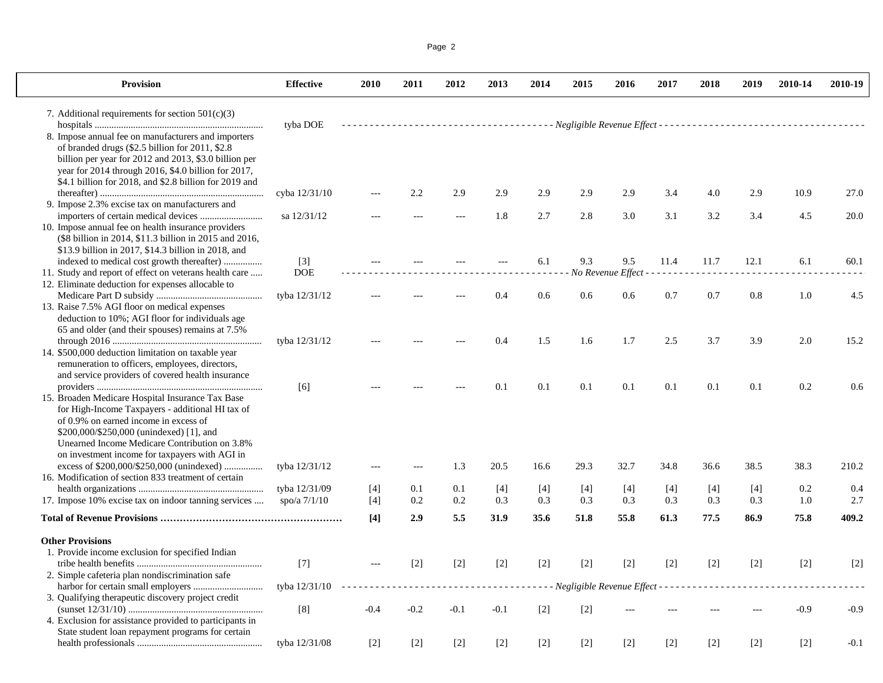| Provision | Effective | 2010 | 2011 | 2012 | 2013 | 2014 | 2015 | 2016 | 2017 | 2018 | 2019 | 2010-14 | 2010-19 |
|---|---|---|---|---|---|---|---|---|---|---|---|---|---|
| 7. Additional requirements for section 501(c)(3) hospitals | tyba DOE | *Negligible Revenue Effect* | | | | | | | | | | | |
| 8. Impose annual fee on manufacturers and importers of branded drugs ($2.5 billion for 2011, $2.8 billion per year for 2012 and 2013, $3.0 billion per year for 2014 through 2016, $4.0 billion for 2017, $4.1 billion for 2018, and $2.8 billion for 2019 and thereafter) | cyba 12/31/10 | --- | 2.2 | 2.9 | 2.9 | 2.9 | 2.9 | 2.9 | 3.4 | 4.0 | 2.9 | 10.9 | 27.0 |
| 9. Impose 2.3% excise tax on manufacturers and importers of certain medical devices | sa 12/31/12 | --- | --- | --- | 1.8 | 2.7 | 2.8 | 3.0 | 3.1 | 3.2 | 3.4 | 4.5 | 20.0 |
| 10. Impose annual fee on health insurance providers ($8 billion in 2014, $11.3 billion in 2015 and 2016, $13.9 billion in 2017, $14.3 billion in 2018, and indexed to medical cost growth thereafter) | [3] | --- | --- | --- | --- | 6.1 | 9.3 | 9.5 | 11.4 | 11.7 | 12.1 | 6.1 | 60.1 |
| 11. Study and report of effect on veterans health care | DOE | *No Revenue Effect* | | | | | | | | | | | |
| 12. Eliminate deduction for expenses allocable to Medicare Part D subsidy | tyba 12/31/12 | --- | --- | --- | 0.4 | 0.6 | 0.6 | 0.6 | 0.7 | 0.7 | 0.8 | 1.0 | 4.5 |
| 13. Raise 7.5% AGI floor on medical expenses deduction to 10%; AGI floor for individuals age 65 and older (and their spouses) remains at 7.5% through 2016 | tyba 12/31/12 | --- | --- | --- | 0.4 | 1.5 | 1.6 | 1.7 | 2.5 | 3.7 | 3.9 | 2.0 | 15.2 |
| 14. $500,000 deduction limitation on taxable year remuneration to officers, employees, directors, and service providers of covered health insurance providers | [6] | --- | --- | --- | 0.1 | 0.1 | 0.1 | 0.1 | 0.1 | 0.1 | 0.1 | 0.2 | 0.6 |
| 15. Broaden Medicare Hospital Insurance Tax Base for High-Income Taxpayers - additional HI tax of of 0.9% on earned income in excess of $200,000/$250,000 (unindexed) [1], and Unearned Income Medicare Contribution on 3.8% on investment income for taxpayers with AGI in excess of $200,000/$250,000 (unindexed) | tyba 12/31/12 | --- | --- | 1.3 | 20.5 | 16.6 | 29.3 | 32.7 | 34.8 | 36.6 | 38.5 | 38.3 | 210.2 |
| 16. Modification of section 833 treatment of certain health organizations | tyba 12/31/09 | [4] | 0.1 | 0.1 | [4] | [4] | [4] | [4] | [4] | [4] | [4] | 0.2 | 0.4 |
| 17. Impose 10% excise tax on indoor tanning services | spo/a 7/1/10 | [4] | 0.2 | 0.2 | 0.3 | 0.3 | 0.3 | 0.3 | 0.3 | 0.3 | 0.3 | 1.0 | 2.7 |
| **Total of Revenue Provisions** | | **[4]** | **2.9** | **5.5** | **31.9** | **35.6** | **51.8** | **55.8** | **61.3** | **77.5** | **86.9** | **75.8** | **409.2** |
| **Other Provisions** | | | | | | | | | | | | | |
| 1. Provide income exclusion for specified Indian tribe health benefits | [7] | --- | [2] | [2] | [2] | [2] | [2] | [2] | [2] | [2] | [2] | [2] | [2] |
| 2. Simple cafeteria plan nondiscrimination safe harbor for certain small employers | tyba 12/31/10 | *Negligible Revenue Effect* | | | | | | | | | | | |
| 3. Qualifying therapeutic discovery project credit (sunset 12/31/10) | [8] | -0.4 | -0.2 | -0.1 | -0.1 | [2] | [2] | --- | --- | --- | --- | -0.9 | -0.9 |
| 4. Exclusion for assistance provided to participants in State student loan repayment programs for certain health professionals | tyba 12/31/08 | [2] | [2] | [2] | [2] | [2] | [2] | [2] | [2] | [2] | [2] | [2] | -0.1 |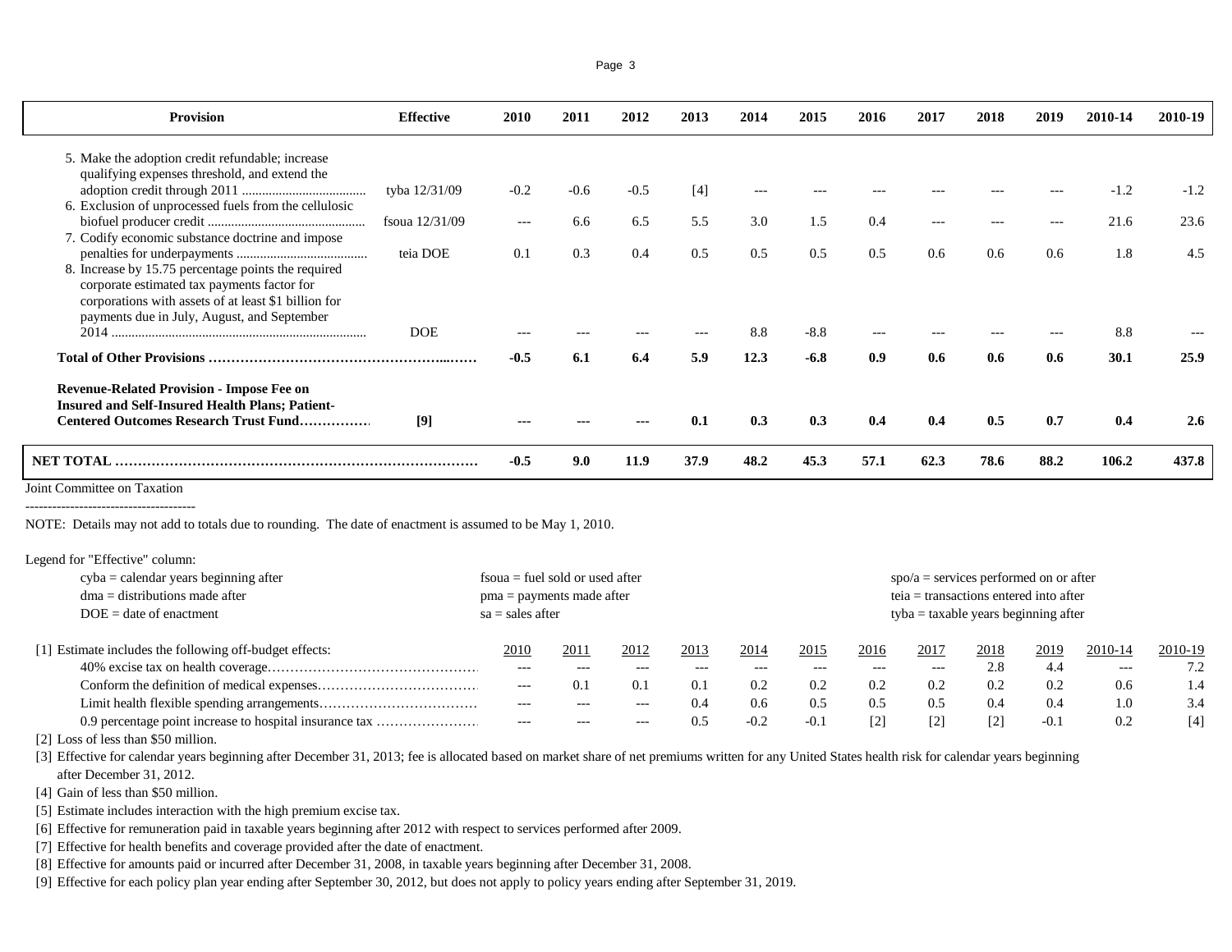| Provision | Effective | 2010 | 2011 | 2012 | 2013 | 2014 | 2015 | 2016 | 2017 | 2018 | 2019 | 2010-14 | 2010-19 |
|---|---|---|---|---|---|---|---|---|---|---|---|---|---|
| 5. Make the adoption credit refundable; increase qualifying expenses threshold, and extend the adoption credit through 2011 .................................... | tyba 12/31/09 | -0.2 | -0.6 | -0.5 | [4] | --- | --- | --- | --- | --- | --- | -1.2 | -1.2 |
| 6. Exclusion of unprocessed fuels from the cellulosic biofuel producer credit .............................................. | fsoua 12/31/09 | --- | 6.6 | 6.5 | 5.5 | 3.0 | 1.5 | 0.4 | --- | --- | --- | 21.6 | 23.6 |
| 7. Codify economic substance doctrine and impose penalties for underpayments ....................................... | teia DOE | 0.1 | 0.3 | 0.4 | 0.5 | 0.5 | 0.5 | 0.5 | 0.6 | 0.6 | 0.6 | 1.8 | 4.5 |
| 8. Increase by 15.75 percentage points the required corporate estimated tax payments factor for corporations with assets of at least $1 billion for payments due in July, August, and September 2014 .......................................................................... | DOE | --- | --- | --- | --- | 8.8 | -8.8 | --- | --- | --- | --- | 8.8 | --- |
| **Total of Other Provisions ……………………………………………...……** | | **-0.5** | **6.1** | **6.4** | **5.9** | **12.3** | **-6.8** | **0.9** | **0.6** | **0.6** | **0.6** | **30.1** | **25.9** |
| **Revenue-Related Provision - Impose Fee on Insured and Self-Insured Health Plans; Patient-Centered Outcomes Research Trust Fund……………** | **[9]** | **---** | **---** | **---** | **0.1** | **0.3** | **0.3** | **0.4** | **0.4** | **0.5** | **0.7** | **0.4** | **2.6** |
| **NET TOTAL …………………………………………………………………………** | | **-0.5** | **9.0** | **11.9** | **37.9** | **48.2** | **45.3** | **57.1** | **62.3** | **78.6** | **88.2** | **106.2** | **437.8** |

Joint Committee on Taxation

---

NOTE: Details may not add to totals due to rounding. The date of enactment is assumed to be May 1, 2010.

Legend for "Effective" column:

cyba = calendar years beginning after
dma = distributions made after
DOE = date of enactment
fsoua = fuel sold or used after
pma = payments made after
sa = sales after
spo/a = services performed on or after
teia = transactions entered into after
tyba = taxable years beginning after

[1] Estimate includes the following off-budget effects:

| | 2010 | 2011 | 2012 | 2013 | 2014 | 2015 | 2016 | 2017 | 2018 | 2019 | 2010-14 | 2010-19 |
|---|---|---|---|---|---|---|---|---|---|---|---|---|
| 40% excise tax on health coverage…………………………………………… | --- | --- | --- | --- | --- | --- | --- | --- | 2.8 | 4.4 | --- | 7.2 |
| Conform the definition of medical expenses……………………………… | --- | 0.1 | 0.1 | 0.1 | 0.2 | 0.2 | 0.2 | 0.2 | 0.2 | 0.2 | 0.6 | 1.4 |
| Limit health flexible spending arrangements……………………………… | --- | --- | --- | 0.4 | 0.6 | 0.5 | 0.5 | 0.5 | 0.4 | 0.4 | 1.0 | 3.4 |
| 0.9 percentage point increase to hospital insurance tax …………………… | --- | --- | --- | 0.5 | -0.2 | -0.1 | [2] | [2] | [2] | -0.1 | 0.2 | [4] |

[2] Loss of less than $50 million.

[3] Effective for calendar years beginning after December 31, 2013; fee is allocated based on market share of net premiums written for any United States health risk for calendar years beginning after December 31, 2012.

[4] Gain of less than $50 million.

[5] Estimate includes interaction with the high premium excise tax.

[6] Effective for remuneration paid in taxable years beginning after 2012 with respect to services performed after 2009.

[7] Effective for health benefits and coverage provided after the date of enactment.

[8] Effective for amounts paid or incurred after December 31, 2008, in taxable years beginning after December 31, 2008.

[9] Effective for each policy plan year ending after September 30, 2012, but does not apply to policy years ending after September 31, 2019.